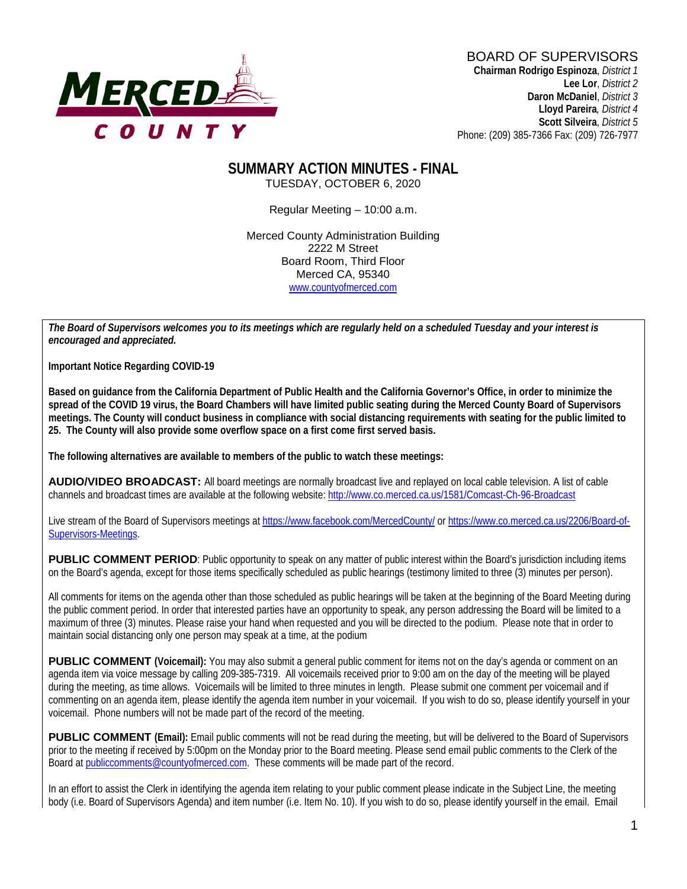MERCED COUNTY

BOARD OF SUPERVISORS
**Chairman Rodrigo Espinoza**, *District 1*
**Lee Lor**, *District 2*
**Daron McDaniel**, *District 3*
**Lloyd Pareira**, *District 4*
**Scott Silveira**, *District 5*
Phone: (209) 385-7366 Fax: (209) 726-7977

# SUMMARY ACTION MINUTES - FINAL

TUESDAY, OCTOBER 6, 2020

Regular Meeting – 10:00 a.m.

Merced County Administration Building
2222 M Street
Board Room, Third Floor
Merced CA, 95340
www.countyofmerced.com

***The Board of Supervisors welcomes you to its meetings which are regularly held on a scheduled Tuesday and your interest is encouraged and appreciated.***

**Important Notice Regarding COVID-19**

**Based on guidance from the California Department of Public Health and the California Governor's Office, in order to minimize the spread of the COVID 19 virus, the Board Chambers will have limited public seating during the Merced County Board of Supervisors meetings. The County will conduct business in compliance with social distancing requirements with seating for the public limited to 25. The County will also provide some overflow space on a first come first served basis.**

**The following alternatives are available to members of the public to watch these meetings:**

**AUDIO/VIDEO BROADCAST:** All board meetings are normally broadcast live and replayed on local cable television. A list of cable channels and broadcast times are available at the following website: http://www.co.merced.ca.us/1581/Comcast-Ch-96-Broadcast

Live stream of the Board of Supervisors meetings at https://www.facebook.com/MercedCounty/ or https://www.co.merced.ca.us/2206/Board-of-Supervisors-Meetings.

**PUBLIC COMMENT PERIOD**: Public opportunity to speak on any matter of public interest within the Board's jurisdiction including items on the Board's agenda, except for those items specifically scheduled as public hearings (testimony limited to three (3) minutes per person).

All comments for items on the agenda other than those scheduled as public hearings will be taken at the beginning of the Board Meeting during the public comment period. In order that interested parties have an opportunity to speak, any person addressing the Board will be limited to a maximum of three (3) minutes. Please raise your hand when requested and you will be directed to the podium. Please note that in order to maintain social distancing only one person may speak at a time, at the podium

**PUBLIC COMMENT (Voicemail):** You may also submit a general public comment for items not on the day's agenda or comment on an agenda item via voice message by calling 209-385-7319. All voicemails received prior to 9:00 am on the day of the meeting will be played during the meeting, as time allows. Voicemails will be limited to three minutes in length. Please submit one comment per voicemail and if commenting on an agenda item, please identify the agenda item number in your voicemail. If you wish to do so, please identify yourself in your voicemail. Phone numbers will not be made part of the record of the meeting.

**PUBLIC COMMENT (Email):** Email public comments will not be read during the meeting, but will be delivered to the Board of Supervisors prior to the meeting if received by 5:00pm on the Monday prior to the Board meeting. Please send email public comments to the Clerk of the Board at publiccomments@countyofmerced.com. These comments will be made part of the record.

In an effort to assist the Clerk in identifying the agenda item relating to your public comment please indicate in the Subject Line, the meeting body (i.e. Board of Supervisors Agenda) and item number (i.e. Item No. 10). If you wish to do so, please identify yourself in the email. Email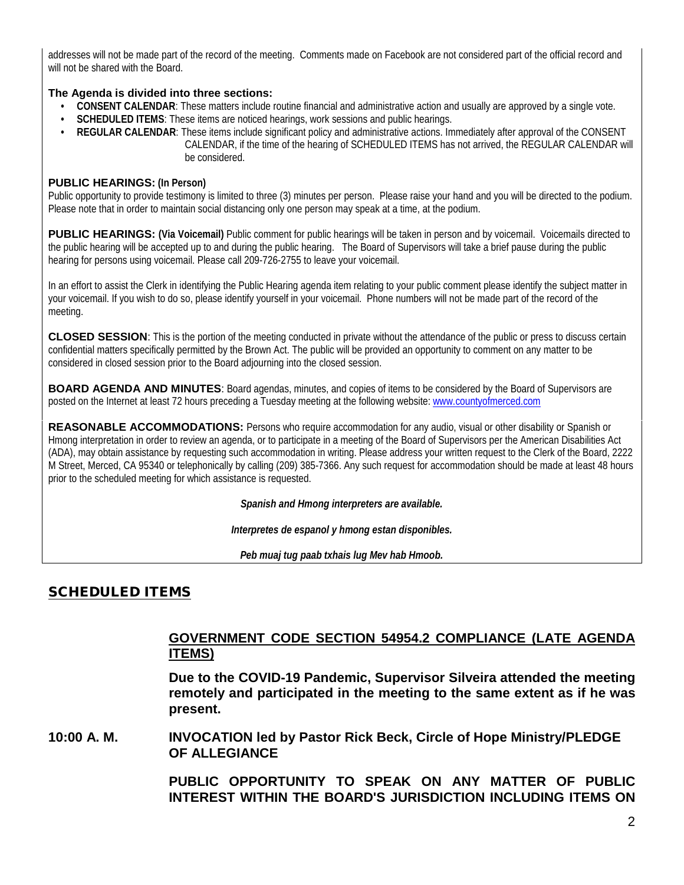addresses will not be made part of the record of the meeting. Comments made on Facebook are not considered part of the official record and will not be shared with the Board.

**The Agenda is divided into three sections:**

- **CONSENT CALENDAR**: These matters include routine financial and administrative action and usually are approved by a single vote.
- **SCHEDULED ITEMS**: These items are noticed hearings, work sessions and public hearings.
- **REGULAR CALENDAR**: These items include significant policy and administrative actions. Immediately after approval of the CONSENT CALENDAR, if the time of the hearing of SCHEDULED ITEMS has not arrived, the REGULAR CALENDAR will be considered.

**PUBLIC HEARINGS: (In Person)**
Public opportunity to provide testimony is limited to three (3) minutes per person. Please raise your hand and you will be directed to the podium. Please note that in order to maintain social distancing only one person may speak at a time, at the podium.

**PUBLIC HEARINGS: (Via Voicemail)** Public comment for public hearings will be taken in person and by voicemail. Voicemails directed to the public hearing will be accepted up to and during the public hearing. The Board of Supervisors will take a brief pause during the public hearing for persons using voicemail. Please call 209-726-2755 to leave your voicemail.

In an effort to assist the Clerk in identifying the Public Hearing agenda item relating to your public comment please identify the subject matter in your voicemail. If you wish to do so, please identify yourself in your voicemail. Phone numbers will not be made part of the record of the meeting.

**CLOSED SESSION**: This is the portion of the meeting conducted in private without the attendance of the public or press to discuss certain confidential matters specifically permitted by the Brown Act. The public will be provided an opportunity to comment on any matter to be considered in closed session prior to the Board adjourning into the closed session.

**BOARD AGENDA AND MINUTES**: Board agendas, minutes, and copies of items to be considered by the Board of Supervisors are posted on the Internet at least 72 hours preceding a Tuesday meeting at the following website: www.countyofmerced.com

**REASONABLE ACCOMMODATIONS:** Persons who require accommodation for any audio, visual or other disability or Spanish or Hmong interpretation in order to review an agenda, or to participate in a meeting of the Board of Supervisors per the American Disabilities Act (ADA), may obtain assistance by requesting such accommodation in writing. Please address your written request to the Clerk of the Board, 2222 M Street, Merced, CA 95340 or telephonically by calling (209) 385-7366. Any such request for accommodation should be made at least 48 hours prior to the scheduled meeting for which assistance is requested.

***Spanish and Hmong interpreters are available.***

***Interpretes de espanol y hmong estan disponibles.***

***Peb muaj tug paab txhais lug Mev hab Hmoob.***

## SCHEDULED ITEMS

**GOVERNMENT CODE SECTION 54954.2 COMPLIANCE (LATE AGENDA ITEMS)**

**Due to the COVID-19 Pandemic, Supervisor Silveira attended the meeting remotely and participated in the meeting to the same extent as if he was present.**

**10:00 A. M.** **INVOCATION led by Pastor Rick Beck, Circle of Hope Ministry/PLEDGE OF ALLEGIANCE**

**PUBLIC OPPORTUNITY TO SPEAK ON ANY MATTER OF PUBLIC INTEREST WITHIN THE BOARD'S JURISDICTION INCLUDING ITEMS ON**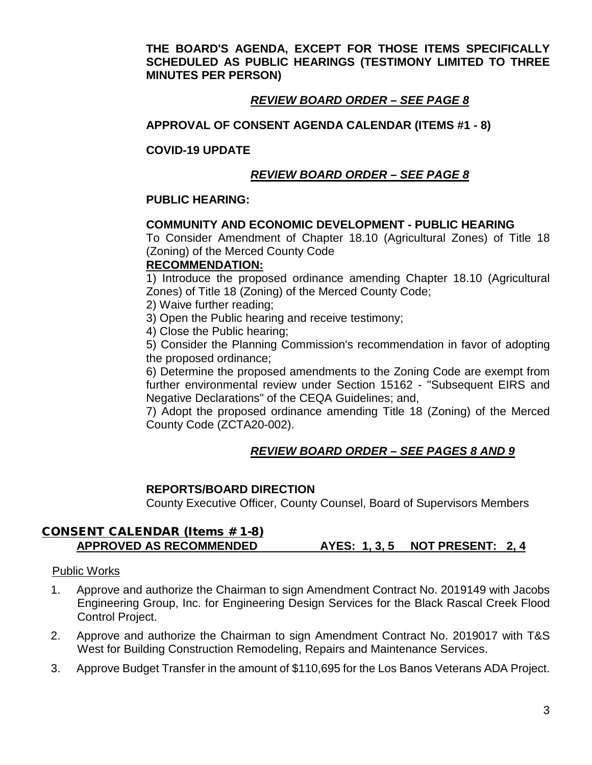**THE BOARD'S AGENDA, EXCEPT FOR THOSE ITEMS SPECIFICALLY SCHEDULED AS PUBLIC HEARINGS (TESTIMONY LIMITED TO THREE MINUTES PER PERSON)**

***REVIEW BOARD ORDER – SEE PAGE 8***

**APPROVAL OF CONSENT AGENDA CALENDAR (ITEMS #1 - 8)**

**COVID-19 UPDATE**

***REVIEW BOARD ORDER – SEE PAGE 8***

**PUBLIC HEARING:**

**COMMUNITY AND ECONOMIC DEVELOPMENT - PUBLIC HEARING**
To Consider Amendment of Chapter 18.10 (Agricultural Zones) of Title 18 (Zoning) of the Merced County Code

**RECOMMENDATION:**

1) Introduce the proposed ordinance amending Chapter 18.10 (Agricultural Zones) of Title 18 (Zoning) of the Merced County Code;
2) Waive further reading;
3) Open the Public hearing and receive testimony;
4) Close the Public hearing;
5) Consider the Planning Commission's recommendation in favor of adopting the proposed ordinance;
6) Determine the proposed amendments to the Zoning Code are exempt from further environmental review under Section 15162 - "Subsequent EIRS and Negative Declarations" of the CEQA Guidelines; and,
7) Adopt the proposed ordinance amending Title 18 (Zoning) of the Merced County Code (ZCTA20-002).

***REVIEW BOARD ORDER – SEE PAGES 8 AND 9***

**REPORTS/BOARD DIRECTION**
County Executive Officer, County Counsel, Board of Supervisors Members

## CONSENT CALENDAR (Items # 1-8)

**APPROVED AS RECOMMENDED AYES: 1, 3, 5 NOT PRESENT: 2, 4**

Public Works

1. Approve and authorize the Chairman to sign Amendment Contract No. 2019149 with Jacobs Engineering Group, Inc. for Engineering Design Services for the Black Rascal Creek Flood Control Project.
2. Approve and authorize the Chairman to sign Amendment Contract No. 2019017 with T&S West for Building Construction Remodeling, Repairs and Maintenance Services.
3. Approve Budget Transfer in the amount of $110,695 for the Los Banos Veterans ADA Project.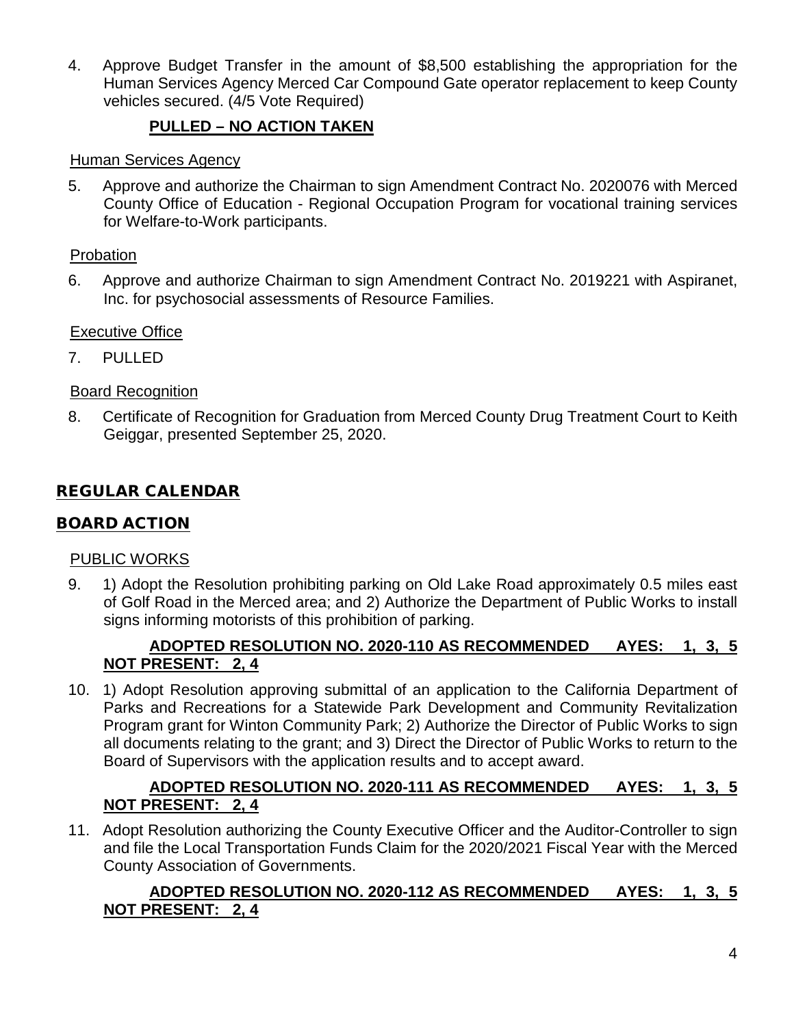4. Approve Budget Transfer in the amount of $8,500 establishing the appropriation for the Human Services Agency Merced Car Compound Gate operator replacement to keep County vehicles secured. (4/5 Vote Required)

   **PULLED – NO ACTION TAKEN**

Human Services Agency

5. Approve and authorize the Chairman to sign Amendment Contract No. 2020076 with Merced County Office of Education - Regional Occupation Program for vocational training services for Welfare-to-Work participants.

Probation

6. Approve and authorize Chairman to sign Amendment Contract No. 2019221 with Aspiranet, Inc. for psychosocial assessments of Resource Families.

Executive Office

7. PULLED

Board Recognition

8. Certificate of Recognition for Graduation from Merced County Drug Treatment Court to Keith Geiggar, presented September 25, 2020.

## REGULAR CALENDAR

## BOARD ACTION

PUBLIC WORKS

9. 1) Adopt the Resolution prohibiting parking on Old Lake Road approximately 0.5 miles east of Golf Road in the Merced area; and 2) Authorize the Department of Public Works to install signs informing motorists of this prohibition of parking.

   **ADOPTED RESOLUTION NO. 2020-110 AS RECOMMENDED AYES: 1, 3, 5 NOT PRESENT: 2, 4**

10. 1) Adopt Resolution approving submittal of an application to the California Department of Parks and Recreations for a Statewide Park Development and Community Revitalization Program grant for Winton Community Park; 2) Authorize the Director of Public Works to sign all documents relating to the grant; and 3) Direct the Director of Public Works to return to the Board of Supervisors with the application results and to accept award.

    **ADOPTED RESOLUTION NO. 2020-111 AS RECOMMENDED AYES: 1, 3, 5 NOT PRESENT: 2, 4**

11. Adopt Resolution authorizing the County Executive Officer and the Auditor-Controller to sign and file the Local Transportation Funds Claim for the 2020/2021 Fiscal Year with the Merced County Association of Governments.

    **ADOPTED RESOLUTION NO. 2020-112 AS RECOMMENDED AYES: 1, 3, 5 NOT PRESENT: 2, 4**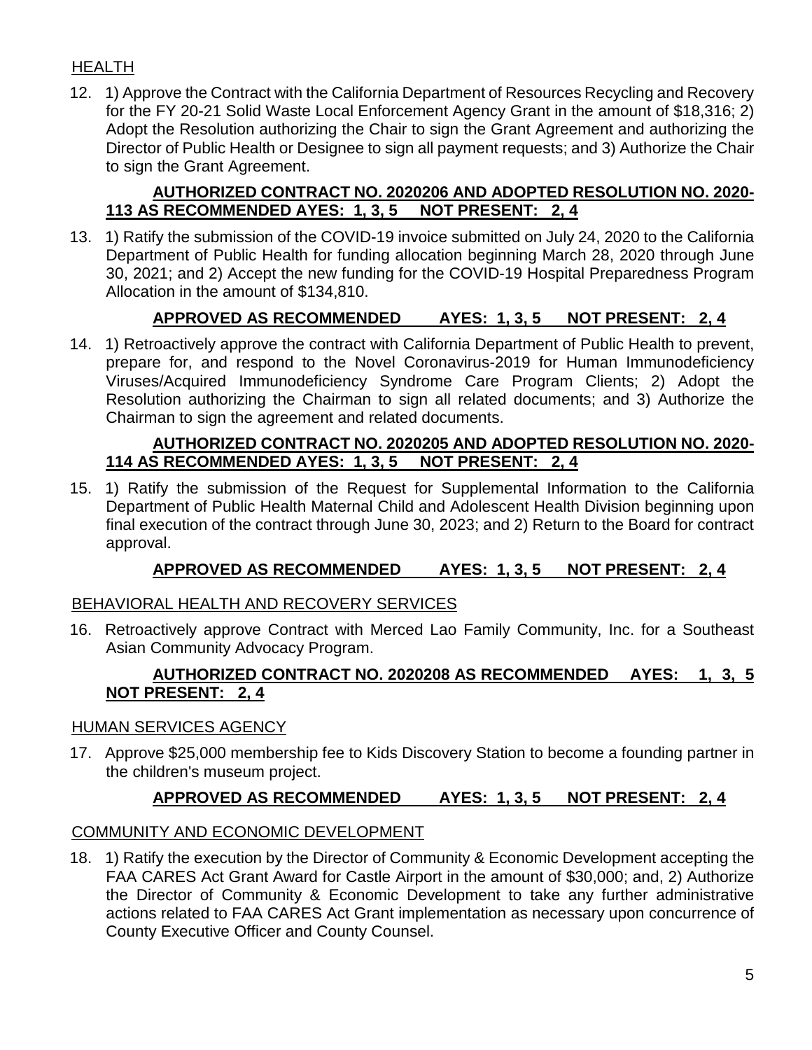HEALTH

12. 1) Approve the Contract with the California Department of Resources Recycling and Recovery for the FY 20-21 Solid Waste Local Enforcement Agency Grant in the amount of $18,316; 2) Adopt the Resolution authorizing the Chair to sign the Grant Agreement and authorizing the Director of Public Health or Designee to sign all payment requests; and 3) Authorize the Chair to sign the Grant Agreement.

    **AUTHORIZED CONTRACT NO. 2020206 AND ADOPTED RESOLUTION NO. 2020-113 AS RECOMMENDED AYES: 1, 3, 5 NOT PRESENT: 2, 4**

13. 1) Ratify the submission of the COVID-19 invoice submitted on July 24, 2020 to the California Department of Public Health for funding allocation beginning March 28, 2020 through June 30, 2021; and 2) Accept the new funding for the COVID-19 Hospital Preparedness Program Allocation in the amount of $134,810.

    **APPROVED AS RECOMMENDED AYES: 1, 3, 5 NOT PRESENT: 2, 4**

14. 1) Retroactively approve the contract with California Department of Public Health to prevent, prepare for, and respond to the Novel Coronavirus-2019 for Human Immunodeficiency Viruses/Acquired Immunodeficiency Syndrome Care Program Clients; 2) Adopt the Resolution authorizing the Chairman to sign all related documents; and 3) Authorize the Chairman to sign the agreement and related documents.

    **AUTHORIZED CONTRACT NO. 2020205 AND ADOPTED RESOLUTION NO. 2020-114 AS RECOMMENDED AYES: 1, 3, 5 NOT PRESENT: 2, 4**

15. 1) Ratify the submission of the Request for Supplemental Information to the California Department of Public Health Maternal Child and Adolescent Health Division beginning upon final execution of the contract through June 30, 2023; and 2) Return to the Board for contract approval.

    **APPROVED AS RECOMMENDED AYES: 1, 3, 5 NOT PRESENT: 2, 4**

BEHAVIORAL HEALTH AND RECOVERY SERVICES

16. Retroactively approve Contract with Merced Lao Family Community, Inc. for a Southeast Asian Community Advocacy Program.

    **AUTHORIZED CONTRACT NO. 2020208 AS RECOMMENDED AYES: 1, 3, 5 NOT PRESENT: 2, 4**

HUMAN SERVICES AGENCY

17. Approve $25,000 membership fee to Kids Discovery Station to become a founding partner in the children's museum project.

    **APPROVED AS RECOMMENDED AYES: 1, 3, 5 NOT PRESENT: 2, 4**

COMMUNITY AND ECONOMIC DEVELOPMENT

18. 1) Ratify the execution by the Director of Community & Economic Development accepting the FAA CARES Act Grant Award for Castle Airport in the amount of $30,000; and, 2) Authorize the Director of Community & Economic Development to take any further administrative actions related to FAA CARES Act Grant implementation as necessary upon concurrence of County Executive Officer and County Counsel.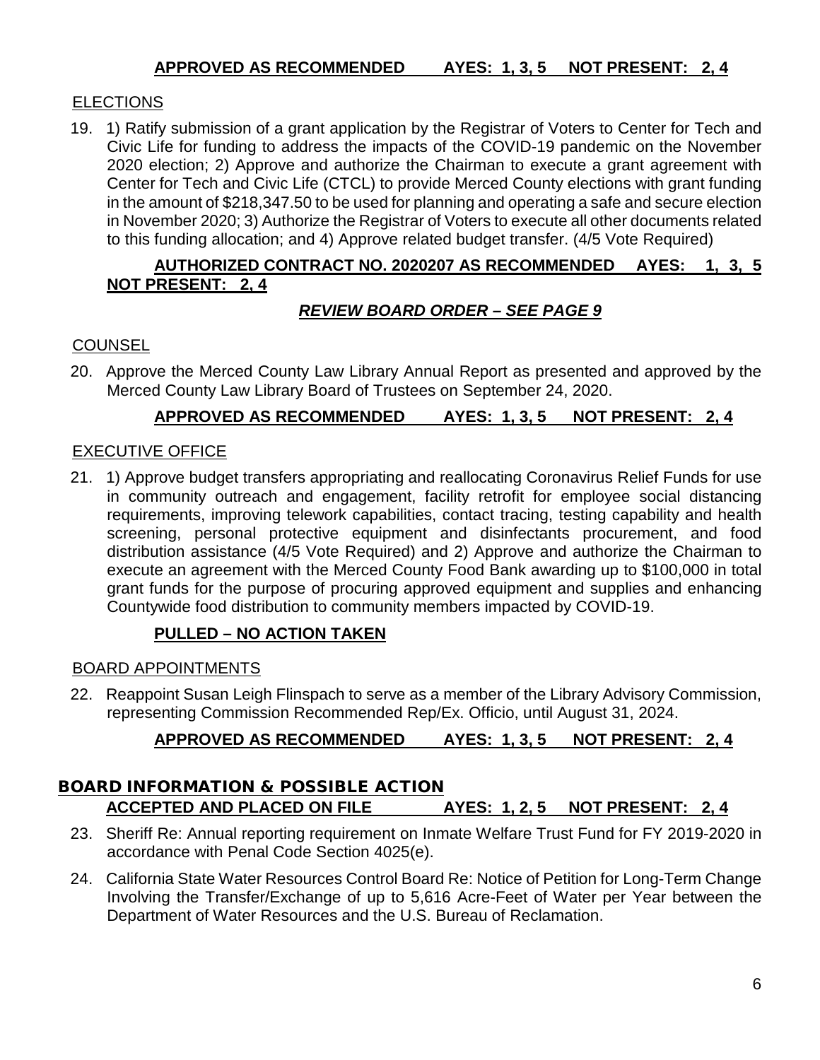**APPROVED AS RECOMMENDED AYES: 1, 3, 5 NOT PRESENT: 2, 4**

ELECTIONS

19. 1) Ratify submission of a grant application by the Registrar of Voters to Center for Tech and Civic Life for funding to address the impacts of the COVID-19 pandemic on the November 2020 election; 2) Approve and authorize the Chairman to execute a grant agreement with Center for Tech and Civic Life (CTCL) to provide Merced County elections with grant funding in the amount of $218,347.50 to be used for planning and operating a safe and secure election in November 2020; 3) Authorize the Registrar of Voters to execute all other documents related to this funding allocation; and 4) Approve related budget transfer. (4/5 Vote Required)

**AUTHORIZED CONTRACT NO. 2020207 AS RECOMMENDED AYES: 1, 3, 5 NOT PRESENT: 2, 4**

***REVIEW BOARD ORDER – SEE PAGE 9***

COUNSEL

20. Approve the Merced County Law Library Annual Report as presented and approved by the Merced County Law Library Board of Trustees on September 24, 2020.

**APPROVED AS RECOMMENDED AYES: 1, 3, 5 NOT PRESENT: 2, 4**

EXECUTIVE OFFICE

21. 1) Approve budget transfers appropriating and reallocating Coronavirus Relief Funds for use in community outreach and engagement, facility retrofit for employee social distancing requirements, improving telework capabilities, contact tracing, testing capability and health screening, personal protective equipment and disinfectants procurement, and food distribution assistance (4/5 Vote Required) and 2) Approve and authorize the Chairman to execute an agreement with the Merced County Food Bank awarding up to $100,000 in total grant funds for the purpose of procuring approved equipment and supplies and enhancing Countywide food distribution to community members impacted by COVID-19.

**PULLED – NO ACTION TAKEN**

BOARD APPOINTMENTS

22. Reappoint Susan Leigh Flinspach to serve as a member of the Library Advisory Commission, representing Commission Recommended Rep/Ex. Officio, until August 31, 2024.

**APPROVED AS RECOMMENDED AYES: 1, 3, 5 NOT PRESENT: 2, 4**

## BOARD INFORMATION & POSSIBLE ACTION

**ACCEPTED AND PLACED ON FILE AYES: 1, 2, 5 NOT PRESENT: 2, 4**

23. Sheriff Re: Annual reporting requirement on Inmate Welfare Trust Fund for FY 2019-2020 in accordance with Penal Code Section 4025(e).

24. California State Water Resources Control Board Re: Notice of Petition for Long-Term Change Involving the Transfer/Exchange of up to 5,616 Acre-Feet of Water per Year between the Department of Water Resources and the U.S. Bureau of Reclamation.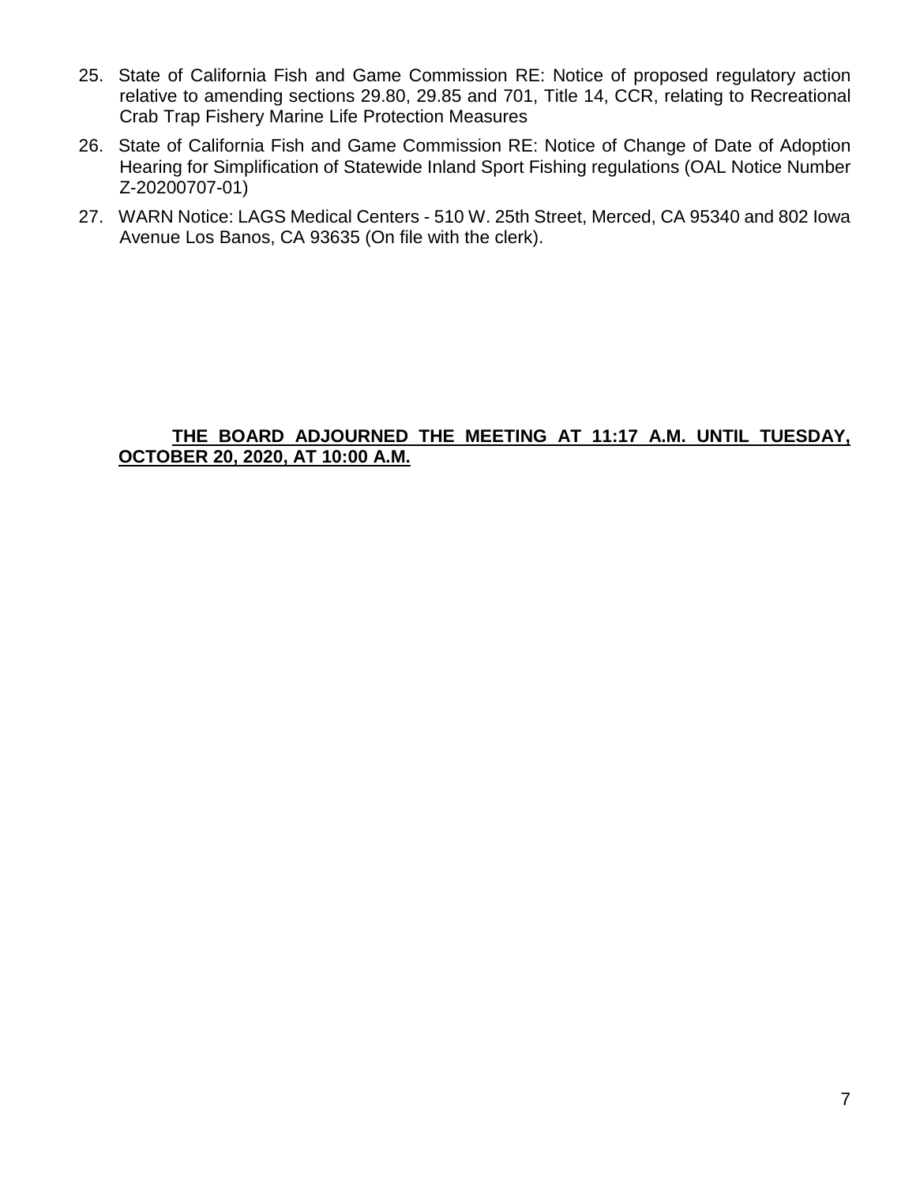25. State of California Fish and Game Commission RE: Notice of proposed regulatory action relative to amending sections 29.80, 29.85 and 701, Title 14, CCR, relating to Recreational Crab Trap Fishery Marine Life Protection Measures

26. State of California Fish and Game Commission RE: Notice of Change of Date of Adoption Hearing for Simplification of Statewide Inland Sport Fishing regulations (OAL Notice Number Z-20200707-01)

27. WARN Notice: LAGS Medical Centers - 510 W. 25th Street, Merced, CA 95340 and 802 Iowa Avenue Los Banos, CA 93635 (On file with the clerk).

**THE BOARD ADJOURNED THE MEETING AT 11:17 A.M. UNTIL TUESDAY, OCTOBER 20, 2020, AT 10:00 A.M.**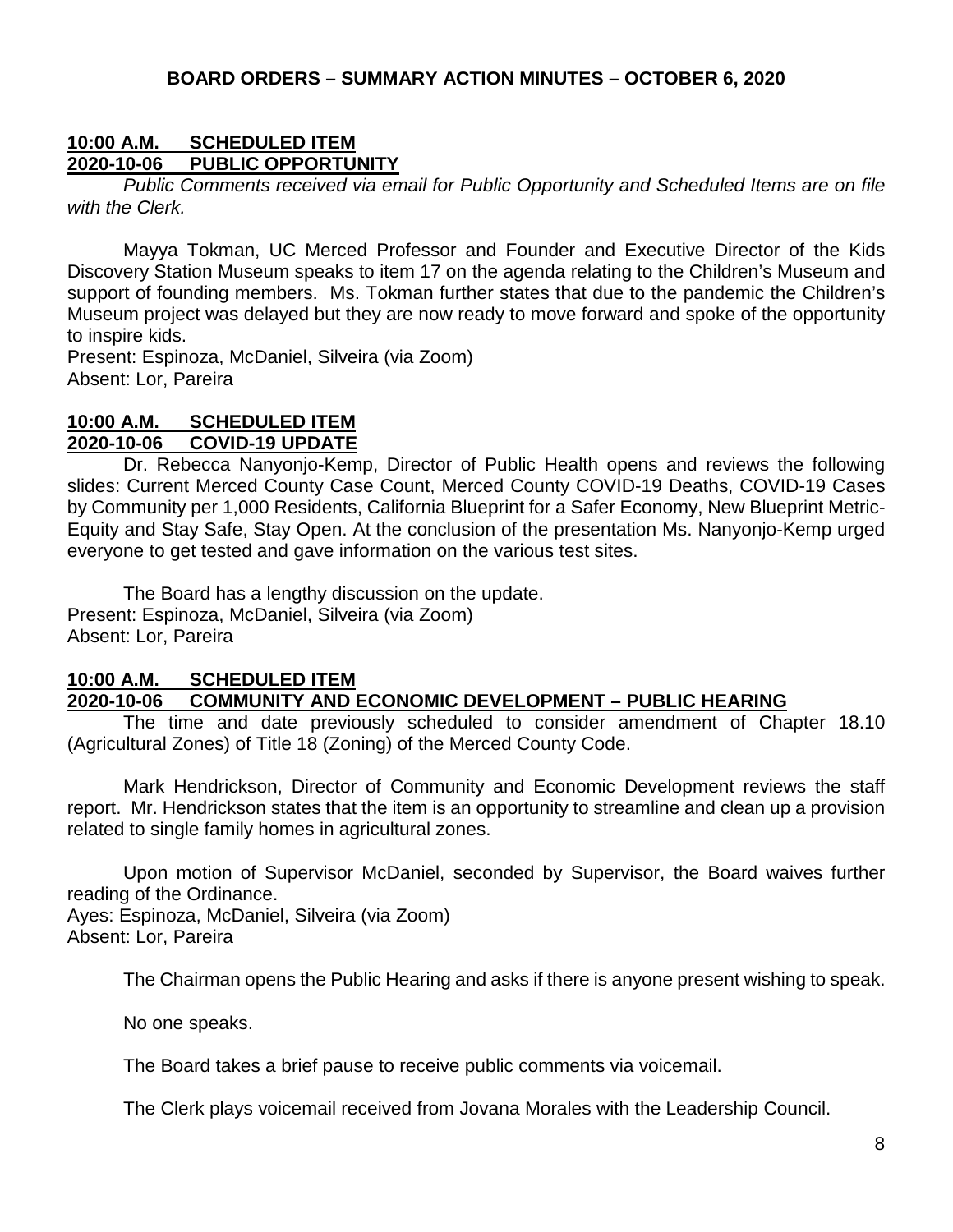## BOARD ORDERS – SUMMARY ACTION MINUTES – OCTOBER 6, 2020

**10:00 A.M. SCHEDULED ITEM**
**2020-10-06 PUBLIC OPPORTUNITY**

*Public Comments received via email for Public Opportunity and Scheduled Items are on file with the Clerk.*

Mayya Tokman, UC Merced Professor and Founder and Executive Director of the Kids Discovery Station Museum speaks to item 17 on the agenda relating to the Children's Museum and support of founding members. Ms. Tokman further states that due to the pandemic the Children's Museum project was delayed but they are now ready to move forward and spoke of the opportunity to inspire kids.
Present: Espinoza, McDaniel, Silveira (via Zoom)
Absent: Lor, Pareira

**10:00 A.M. SCHEDULED ITEM**
**2020-10-06 COVID-19 UPDATE**

Dr. Rebecca Nanyonjo-Kemp, Director of Public Health opens and reviews the following slides: Current Merced County Case Count, Merced County COVID-19 Deaths, COVID-19 Cases by Community per 1,000 Residents, California Blueprint for a Safer Economy, New Blueprint Metric-Equity and Stay Safe, Stay Open. At the conclusion of the presentation Ms. Nanyonjo-Kemp urged everyone to get tested and gave information on the various test sites.

The Board has a lengthy discussion on the update.
Present: Espinoza, McDaniel, Silveira (via Zoom)
Absent: Lor, Pareira

**10:00 A.M. SCHEDULED ITEM**
**2020-10-06 COMMUNITY AND ECONOMIC DEVELOPMENT – PUBLIC HEARING**

The time and date previously scheduled to consider amendment of Chapter 18.10 (Agricultural Zones) of Title 18 (Zoning) of the Merced County Code.

Mark Hendrickson, Director of Community and Economic Development reviews the staff report. Mr. Hendrickson states that the item is an opportunity to streamline and clean up a provision related to single family homes in agricultural zones.

Upon motion of Supervisor McDaniel, seconded by Supervisor, the Board waives further reading of the Ordinance.
Ayes: Espinoza, McDaniel, Silveira (via Zoom)
Absent: Lor, Pareira

The Chairman opens the Public Hearing and asks if there is anyone present wishing to speak.

No one speaks.

The Board takes a brief pause to receive public comments via voicemail.

The Clerk plays voicemail received from Jovana Morales with the Leadership Council.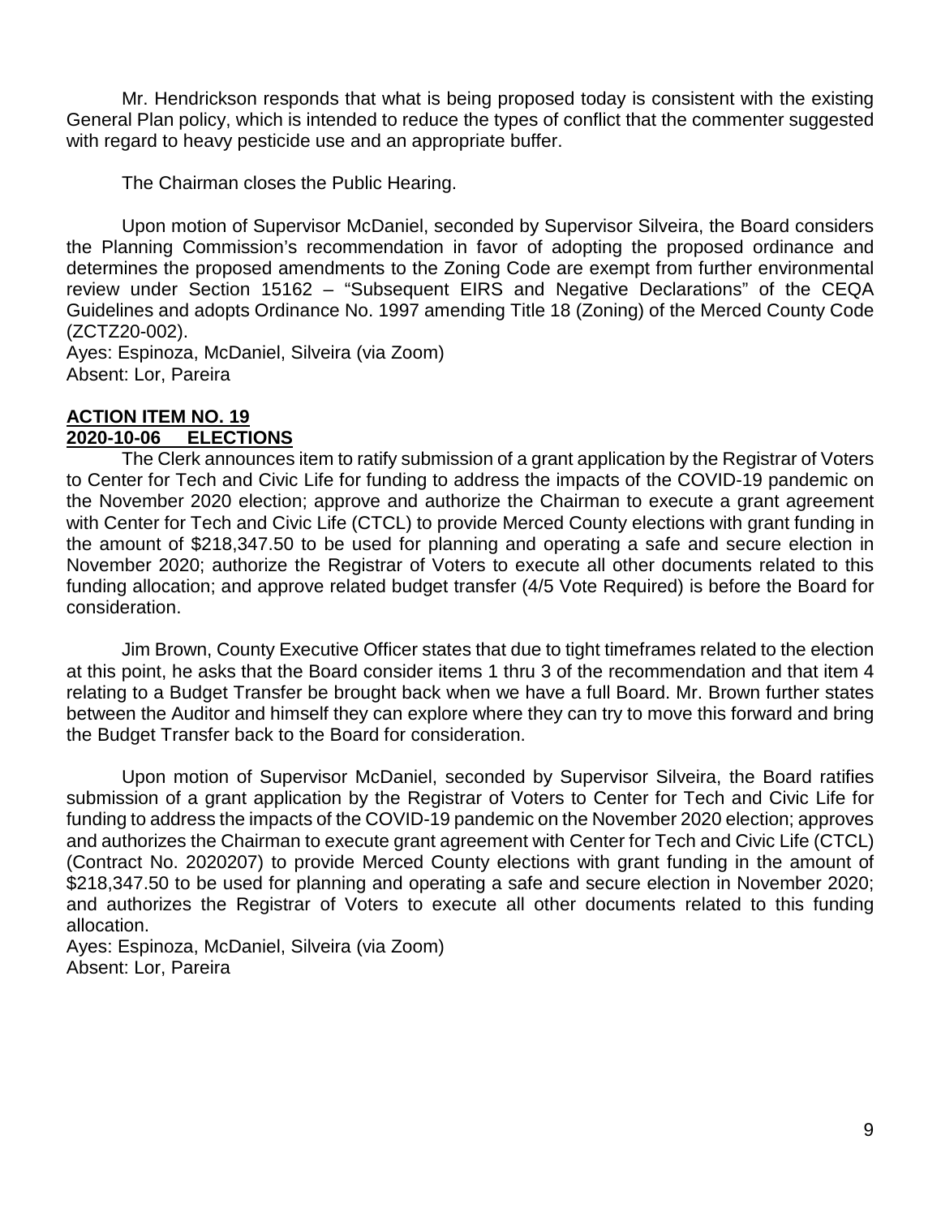Mr. Hendrickson responds that what is being proposed today is consistent with the existing General Plan policy, which is intended to reduce the types of conflict that the commenter suggested with regard to heavy pesticide use and an appropriate buffer.

The Chairman closes the Public Hearing.

Upon motion of Supervisor McDaniel, seconded by Supervisor Silveira, the Board considers the Planning Commission's recommendation in favor of adopting the proposed ordinance and determines the proposed amendments to the Zoning Code are exempt from further environmental review under Section 15162 – "Subsequent EIRS and Negative Declarations" of the CEQA Guidelines and adopts Ordinance No. 1997 amending Title 18 (Zoning) of the Merced County Code (ZCTZ20-002).
Ayes: Espinoza, McDaniel, Silveira (via Zoom)
Absent: Lor, Pareira

**ACTION ITEM NO. 19**
**2020-10-06 ELECTIONS**

The Clerk announces item to ratify submission of a grant application by the Registrar of Voters to Center for Tech and Civic Life for funding to address the impacts of the COVID-19 pandemic on the November 2020 election; approve and authorize the Chairman to execute a grant agreement with Center for Tech and Civic Life (CTCL) to provide Merced County elections with grant funding in the amount of $218,347.50 to be used for planning and operating a safe and secure election in November 2020; authorize the Registrar of Voters to execute all other documents related to this funding allocation; and approve related budget transfer (4/5 Vote Required) is before the Board for consideration.

Jim Brown, County Executive Officer states that due to tight timeframes related to the election at this point, he asks that the Board consider items 1 thru 3 of the recommendation and that item 4 relating to a Budget Transfer be brought back when we have a full Board. Mr. Brown further states between the Auditor and himself they can explore where they can try to move this forward and bring the Budget Transfer back to the Board for consideration.

Upon motion of Supervisor McDaniel, seconded by Supervisor Silveira, the Board ratifies submission of a grant application by the Registrar of Voters to Center for Tech and Civic Life for funding to address the impacts of the COVID-19 pandemic on the November 2020 election; approves and authorizes the Chairman to execute grant agreement with Center for Tech and Civic Life (CTCL) (Contract No. 2020207) to provide Merced County elections with grant funding in the amount of $218,347.50 to be used for planning and operating a safe and secure election in November 2020; and authorizes the Registrar of Voters to execute all other documents related to this funding allocation.
Ayes: Espinoza, McDaniel, Silveira (via Zoom)
Absent: Lor, Pareira